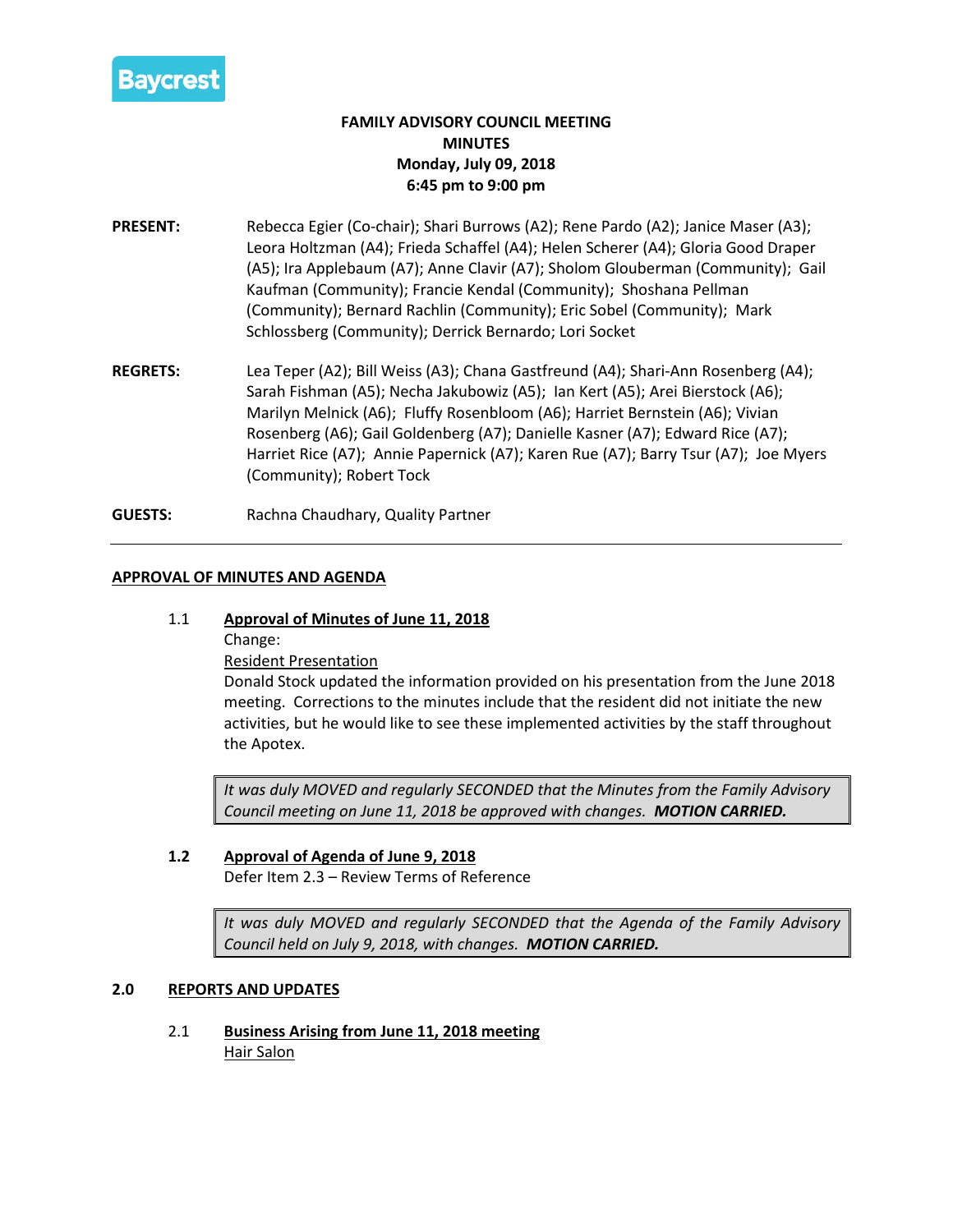Baycrest

# FAMILY ADVISORY COUNCIL MEETING
## MINUTES
**Monday, July 09, 2018**
**6:45 pm to 9:00 pm**

**PRESENT:** Rebecca Egier (Co-chair); Shari Burrows (A2); Rene Pardo (A2); Janice Maser (A3); Leora Holtzman (A4); Frieda Schaffel (A4); Helen Scherer (A4); Gloria Good Draper (A5); Ira Applebaum (A7); Anne Clavir (A7); Sholom Glouberman (Community); Gail Kaufman (Community); Francie Kendal (Community); Shoshana Pellman (Community); Bernard Rachlin (Community); Eric Sobel (Community); Mark Schlossberg (Community); Derrick Bernardo; Lori Socket

**REGRETS:** Lea Teper (A2); Bill Weiss (A3); Chana Gastfreund (A4); Shari-Ann Rosenberg (A4); Sarah Fishman (A5); Necha Jakubowiz (A5); Ian Kert (A5); Arei Bierstock (A6); Marilyn Melnick (A6); Fluffy Rosenbloom (A6); Harriet Bernstein (A6); Vivian Rosenberg (A6); Gail Goldenberg (A7); Danielle Kasner (A7); Edward Rice (A7); Harriet Rice (A7); Annie Papernick (A7); Karen Rue (A7); Barry Tsur (A7); Joe Myers (Community); Robert Tock

**GUESTS:** Rachna Chaudhary, Quality Partner

---

## APPROVAL OF MINUTES AND AGENDA

### 1.1 Approval of Minutes of June 11, 2018

Change:

Resident Presentation

Donald Stock updated the information provided on his presentation from the June 2018 meeting. Corrections to the minutes include that the resident did not initiate the new activities, but he would like to see these implemented activities by the staff throughout the Apotex.

*It was duly MOVED and regularly SECONDED that the Minutes from the Family Advisory Council meeting on June 11, 2018 be approved with changes.* ***MOTION CARRIED.***

### 1.2 Approval of Agenda of June 9, 2018

Defer Item 2.3 – Review Terms of Reference

*It was duly MOVED and regularly SECONDED that the Agenda of the Family Advisory Council held on July 9, 2018, with changes.* ***MOTION CARRIED.***

## 2.0 REPORTS AND UPDATES

### 2.1 Business Arising from June 11, 2018 meeting

Hair Salon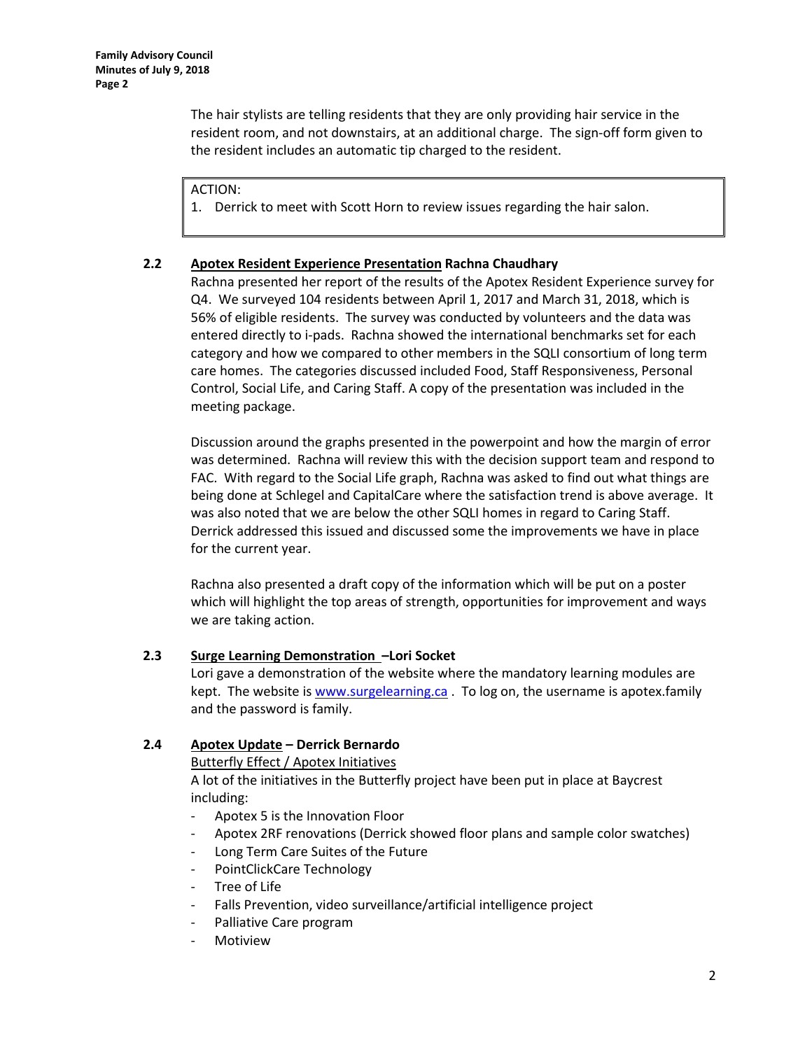The hair stylists are telling residents that they are only providing hair service in the resident room, and not downstairs, at an additional charge. The sign-off form given to the resident includes an automatic tip charged to the resident.

> ACTION:
> 1. Derrick to meet with Scott Horn to review issues regarding the hair salon.

**2.2 Apotex Resident Experience Presentation Rachna Chaudhary**

Rachna presented her report of the results of the Apotex Resident Experience survey for Q4. We surveyed 104 residents between April 1, 2017 and March 31, 2018, which is 56% of eligible residents. The survey was conducted by volunteers and the data was entered directly to i-pads. Rachna showed the international benchmarks set for each category and how we compared to other members in the SQLI consortium of long term care homes. The categories discussed included Food, Staff Responsiveness, Personal Control, Social Life, and Caring Staff. A copy of the presentation was included in the meeting package.

Discussion around the graphs presented in the powerpoint and how the margin of error was determined. Rachna will review this with the decision support team and respond to FAC. With regard to the Social Life graph, Rachna was asked to find out what things are being done at Schlegel and CapitalCare where the satisfaction trend is above average. It was also noted that we are below the other SQLI homes in regard to Caring Staff. Derrick addressed this issued and discussed some the improvements we have in place for the current year.

Rachna also presented a draft copy of the information which will be put on a poster which will highlight the top areas of strength, opportunities for improvement and ways we are taking action.

**2.3 Surge Learning Demonstration –Lori Socket**

Lori gave a demonstration of the website where the mandatory learning modules are kept. The website is www.surgelearning.ca . To log on, the username is apotex.family and the password is family.

**2.4 Apotex Update – Derrick Bernardo**

Butterfly Effect / Apotex Initiatives

A lot of the initiatives in the Butterfly project have been put in place at Baycrest including:

- Apotex 5 is the Innovation Floor
- Apotex 2RF renovations (Derrick showed floor plans and sample color swatches)
- Long Term Care Suites of the Future
- PointClickCare Technology
- Tree of Life
- Falls Prevention, video surveillance/artificial intelligence project
- Palliative Care program
- Motiview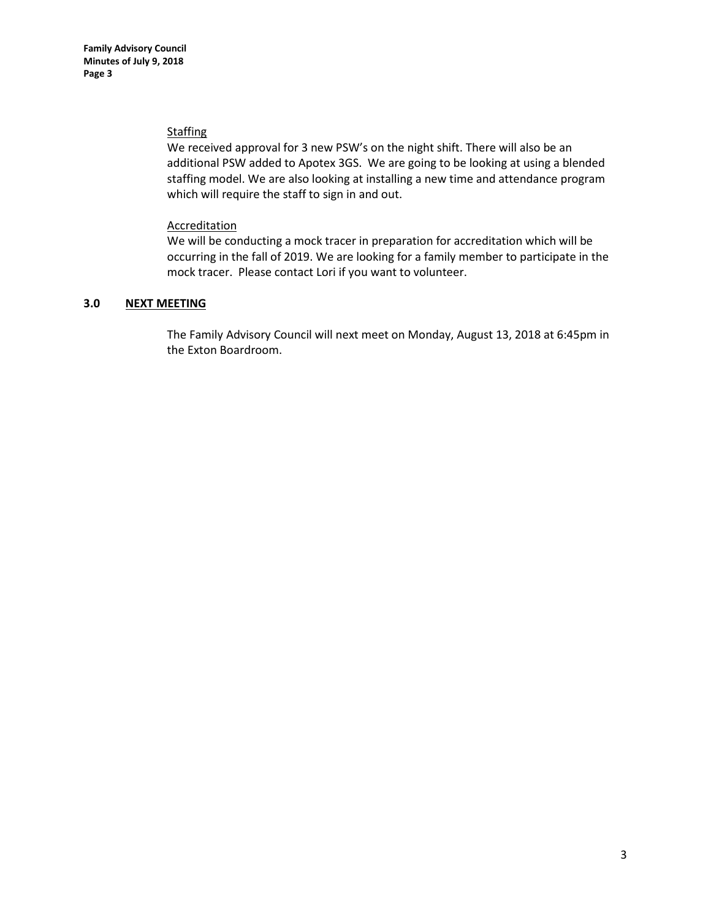Staffing

We received approval for 3 new PSW's on the night shift. There will also be an additional PSW added to Apotex 3GS. We are going to be looking at using a blended staffing model. We are also looking at installing a new time and attendance program which will require the staff to sign in and out.

Accreditation

We will be conducting a mock tracer in preparation for accreditation which will be occurring in the fall of 2019. We are looking for a family member to participate in the mock tracer. Please contact Lori if you want to volunteer.

## 3.0 NEXT MEETING

The Family Advisory Council will next meet on Monday, August 13, 2018 at 6:45pm in the Exton Boardroom.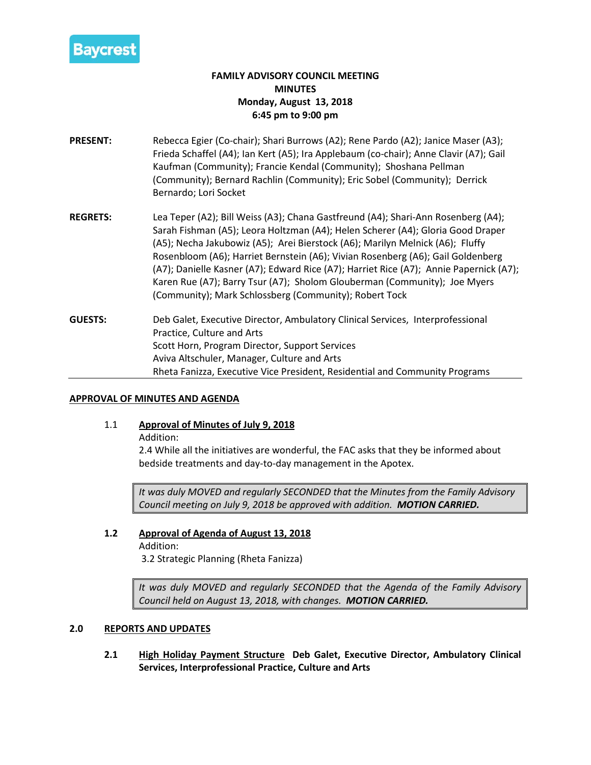Baycrest

**FAMILY ADVISORY COUNCIL MEETING**
**MINUTES**
**Monday, August 13, 2018**
**6:45 pm to 9:00 pm**

**PRESENT:** Rebecca Egier (Co-chair); Shari Burrows (A2); Rene Pardo (A2); Janice Maser (A3); Frieda Schaffel (A4); Ian Kert (A5); Ira Applebaum (co-chair); Anne Clavir (A7); Gail Kaufman (Community); Francie Kendal (Community); Shoshana Pellman (Community); Bernard Rachlin (Community); Eric Sobel (Community); Derrick Bernardo; Lori Socket

**REGRETS:** Lea Teper (A2); Bill Weiss (A3); Chana Gastfreund (A4); Shari-Ann Rosenberg (A4); Sarah Fishman (A5); Leora Holtzman (A4); Helen Scherer (A4); Gloria Good Draper (A5); Necha Jakubowiz (A5); Arei Bierstock (A6); Marilyn Melnick (A6); Fluffy Rosenbloom (A6); Harriet Bernstein (A6); Vivian Rosenberg (A6); Gail Goldenberg (A7); Danielle Kasner (A7); Edward Rice (A7); Harriet Rice (A7); Annie Papernick (A7); Karen Rue (A7); Barry Tsur (A7); Sholom Glouberman (Community); Joe Myers (Community); Mark Schlossberg (Community); Robert Tock

**GUESTS:** Deb Galet, Executive Director, Ambulatory Clinical Services, Interprofessional Practice, Culture and Arts
Scott Horn, Program Director, Support Services
Aviva Altschuler, Manager, Culture and Arts
Rheta Fanizza, Executive Vice President, Residential and Community Programs

---

**APPROVAL OF MINUTES AND AGENDA**

1.1 **Approval of Minutes of July 9, 2018**

Addition:
2.4 While all the initiatives are wonderful, the FAC asks that they be informed about bedside treatments and day-to-day management in the Apotex.

> *It was duly MOVED and regularly SECONDED that the Minutes from the Family Advisory Council meeting on July 9, 2018 be approved with addition.* ***MOTION CARRIED.***

**1.2 Approval of Agenda of August 13, 2018**

Addition:
3.2 Strategic Planning (Rheta Fanizza)

> *It was duly MOVED and regularly SECONDED that the Agenda of the Family Advisory Council held on August 13, 2018, with changes.* ***MOTION CARRIED.***

**2.0 REPORTS AND UPDATES**

**2.1 High Holiday Payment Structure Deb Galet, Executive Director, Ambulatory Clinical Services, Interprofessional Practice, Culture and Arts**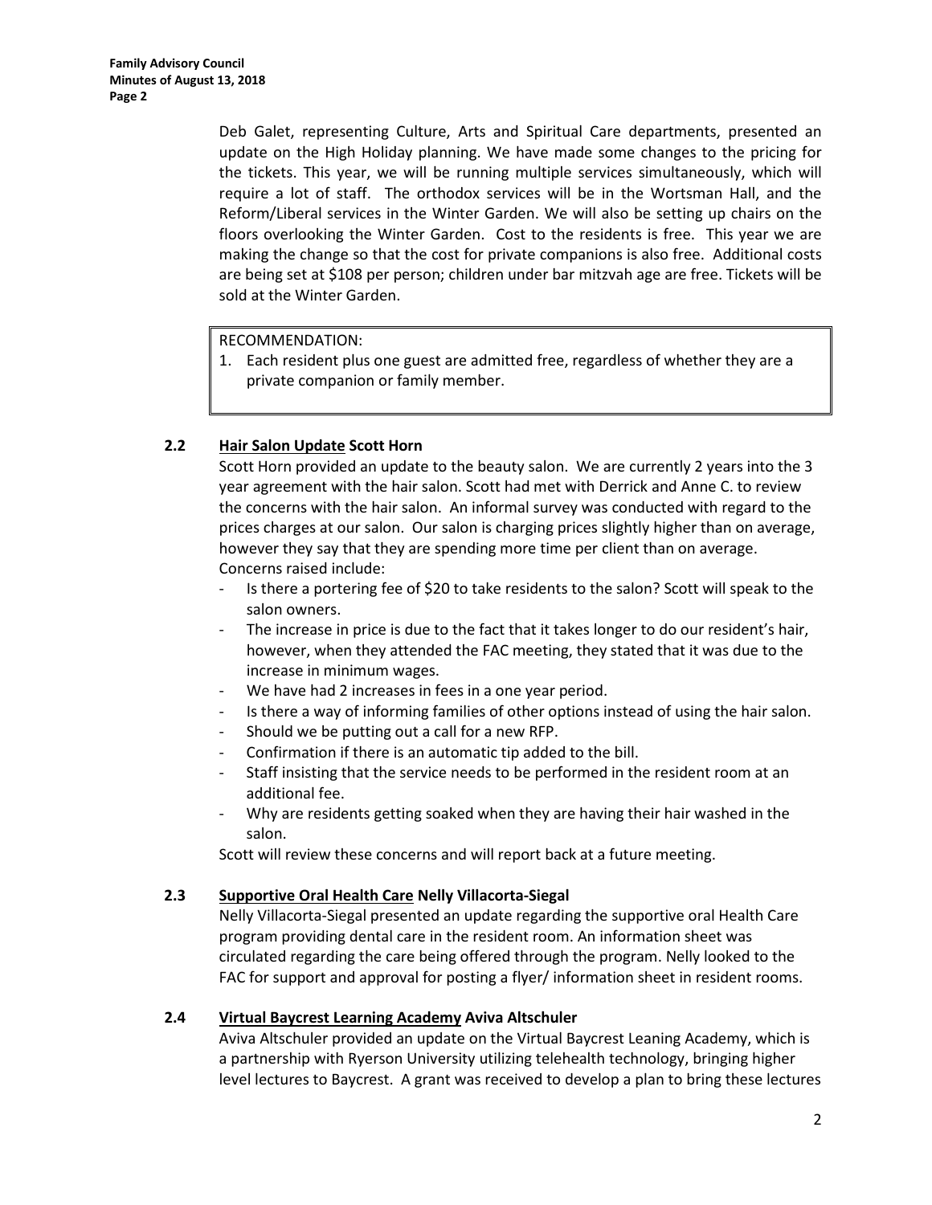Deb Galet, representing Culture, Arts and Spiritual Care departments, presented an update on the High Holiday planning. We have made some changes to the pricing for the tickets. This year, we will be running multiple services simultaneously, which will require a lot of staff. The orthodox services will be in the Wortsman Hall, and the Reform/Liberal services in the Winter Garden. We will also be setting up chairs on the floors overlooking the Winter Garden. Cost to the residents is free. This year we are making the change so that the cost for private companions is also free. Additional costs are being set at $108 per person; children under bar mitzvah age are free. Tickets will be sold at the Winter Garden.

RECOMMENDATION:

1. Each resident plus one guest are admitted free, regardless of whether they are a private companion or family member.

### 2.2 Hair Salon Update Scott Horn

Scott Horn provided an update to the beauty salon. We are currently 2 years into the 3 year agreement with the hair salon. Scott had met with Derrick and Anne C. to review the concerns with the hair salon. An informal survey was conducted with regard to the prices charges at our salon. Our salon is charging prices slightly higher than on average, however they say that they are spending more time per client than on average. Concerns raised include:

- Is there a portering fee of $20 to take residents to the salon? Scott will speak to the salon owners.
- The increase in price is due to the fact that it takes longer to do our resident's hair, however, when they attended the FAC meeting, they stated that it was due to the increase in minimum wages.
- We have had 2 increases in fees in a one year period.
- Is there a way of informing families of other options instead of using the hair salon.
- Should we be putting out a call for a new RFP.
- Confirmation if there is an automatic tip added to the bill.
- Staff insisting that the service needs to be performed in the resident room at an additional fee.
- Why are residents getting soaked when they are having their hair washed in the salon.

Scott will review these concerns and will report back at a future meeting.

### 2.3 Supportive Oral Health Care Nelly Villacorta-Siegal

Nelly Villacorta-Siegal presented an update regarding the supportive oral Health Care program providing dental care in the resident room. An information sheet was circulated regarding the care being offered through the program. Nelly looked to the FAC for support and approval for posting a flyer/ information sheet in resident rooms.

### 2.4 Virtual Baycrest Learning Academy Aviva Altschuler

Aviva Altschuler provided an update on the Virtual Baycrest Leaning Academy, which is a partnership with Ryerson University utilizing telehealth technology, bringing higher level lectures to Baycrest. A grant was received to develop a plan to bring these lectures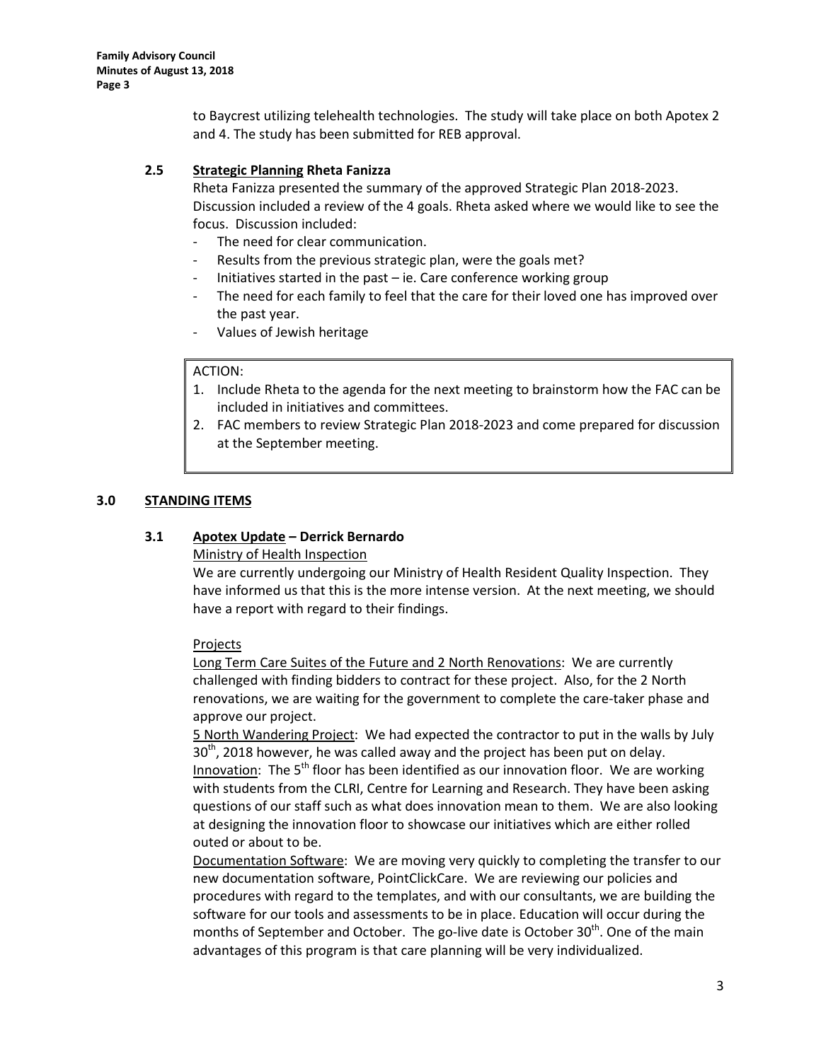to Baycrest utilizing telehealth technologies. The study will take place on both Apotex 2 and 4. The study has been submitted for REB approval.

### 2.5 Strategic Planning Rheta Fanizza

Rheta Fanizza presented the summary of the approved Strategic Plan 2018-2023. Discussion included a review of the 4 goals. Rheta asked where we would like to see the focus. Discussion included:

- The need for clear communication.
- Results from the previous strategic plan, were the goals met?
- Initiatives started in the past – ie. Care conference working group
- The need for each family to feel that the care for their loved one has improved over the past year.
- Values of Jewish heritage

ACTION:

1. Include Rheta to the agenda for the next meeting to brainstorm how the FAC can be included in initiatives and committees.
2. FAC members to review Strategic Plan 2018-2023 and come prepared for discussion at the September meeting.

## 3.0 STANDING ITEMS

### 3.1 Apotex Update – Derrick Bernardo

Ministry of Health Inspection

We are currently undergoing our Ministry of Health Resident Quality Inspection. They have informed us that this is the more intense version. At the next meeting, we should have a report with regard to their findings.

Projects

Long Term Care Suites of the Future and 2 North Renovations: We are currently challenged with finding bidders to contract for these project. Also, for the 2 North renovations, we are waiting for the government to complete the care-taker phase and approve our project.

5 North Wandering Project: We had expected the contractor to put in the walls by July 30th, 2018 however, he was called away and the project has been put on delay.

Innovation: The 5th floor has been identified as our innovation floor. We are working with students from the CLRI, Centre for Learning and Research. They have been asking questions of our staff such as what does innovation mean to them. We are also looking at designing the innovation floor to showcase our initiatives which are either rolled outed or about to be.

Documentation Software: We are moving very quickly to completing the transfer to our new documentation software, PointClickCare. We are reviewing our policies and procedures with regard to the templates, and with our consultants, we are building the software for our tools and assessments to be in place. Education will occur during the months of September and October. The go-live date is October 30th. One of the main advantages of this program is that care planning will be very individualized.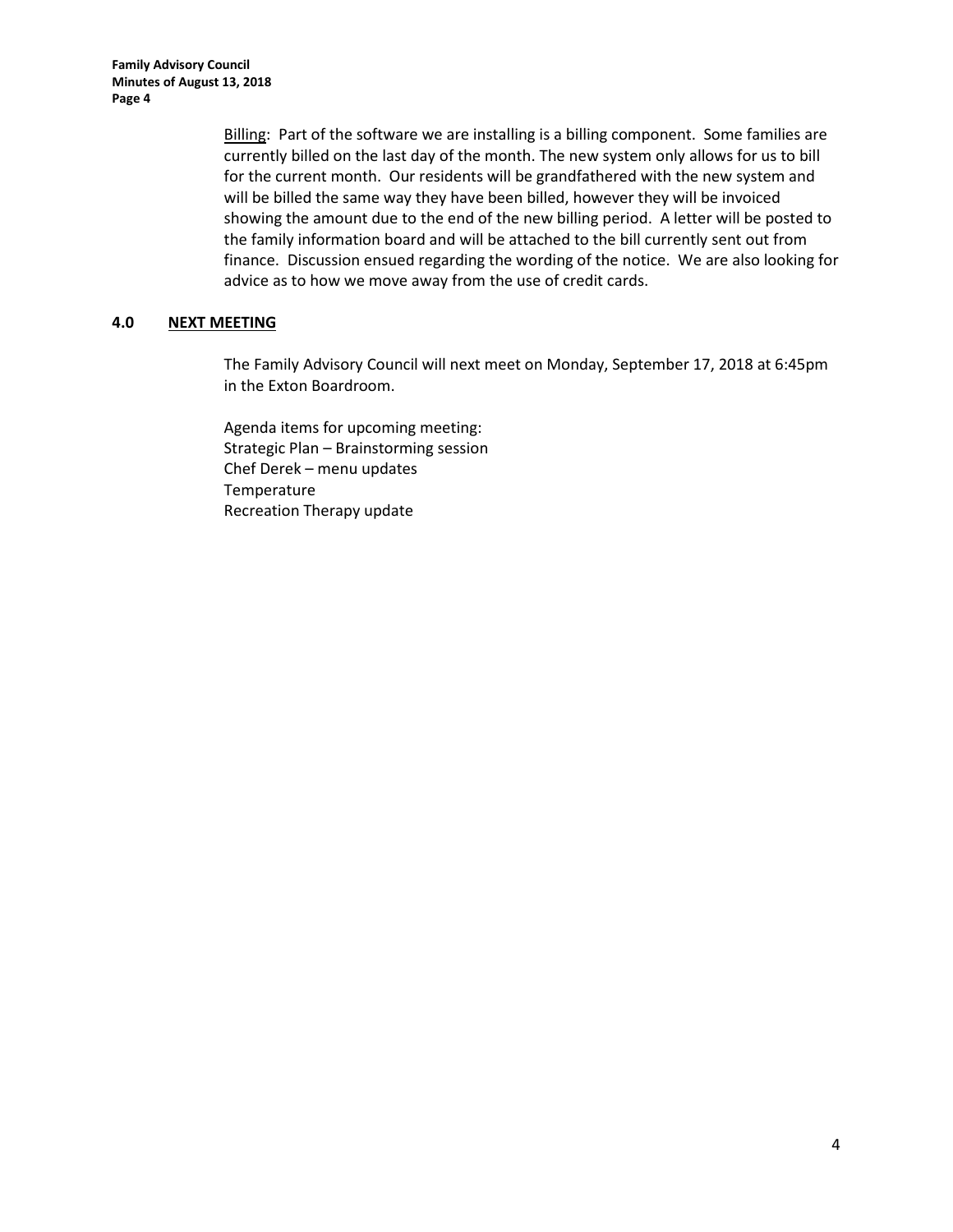Billing: Part of the software we are installing is a billing component. Some families are currently billed on the last day of the month. The new system only allows for us to bill for the current month. Our residents will be grandfathered with the new system and will be billed the same way they have been billed, however they will be invoiced showing the amount due to the end of the new billing period. A letter will be posted to the family information board and will be attached to the bill currently sent out from finance. Discussion ensued regarding the wording of the notice. We are also looking for advice as to how we move away from the use of credit cards.

## 4.0 NEXT MEETING

The Family Advisory Council will next meet on Monday, September 17, 2018 at 6:45pm in the Exton Boardroom.

Agenda items for upcoming meeting:
Strategic Plan – Brainstorming session
Chef Derek – menu updates
Temperature
Recreation Therapy update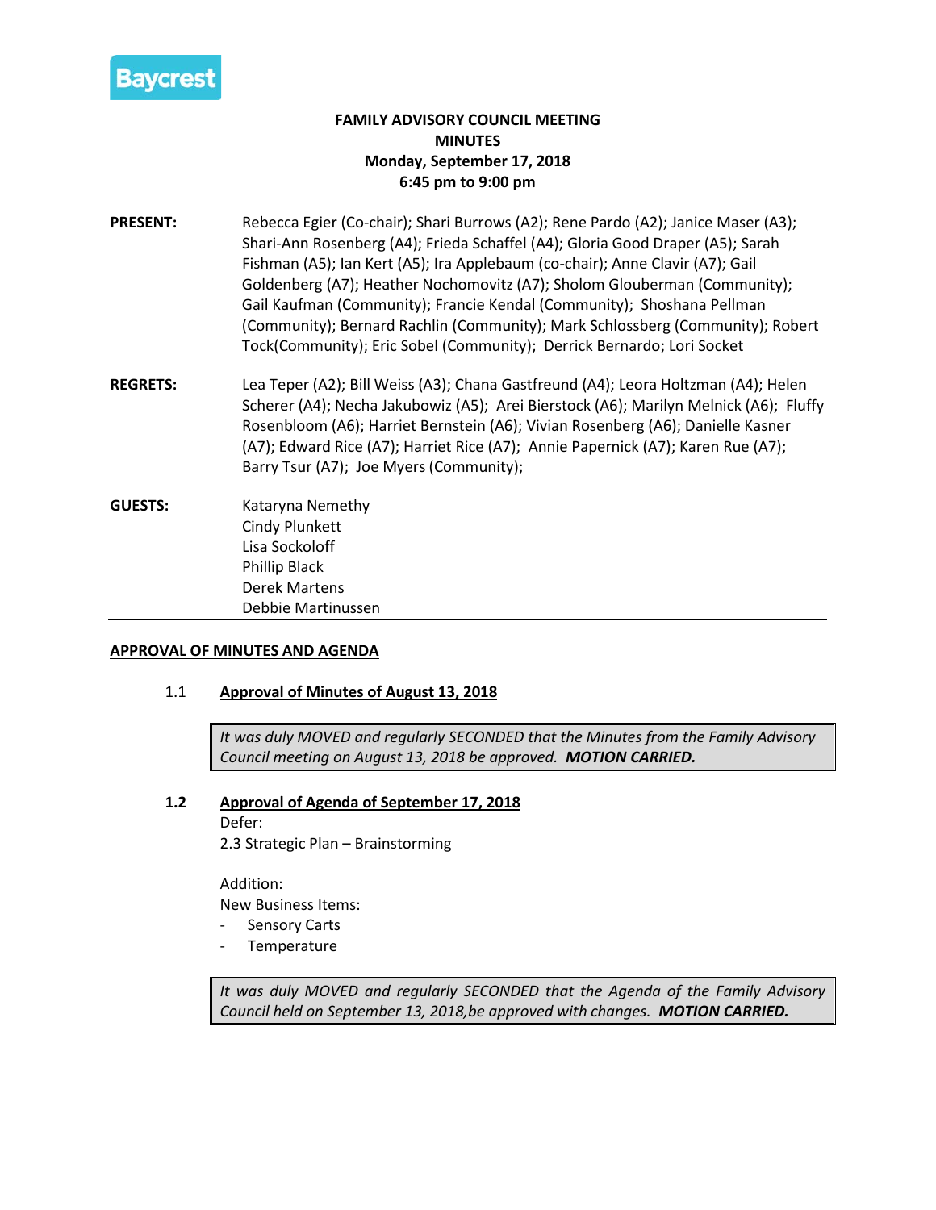Baycrest

**FAMILY ADVISORY COUNCIL MEETING**
**MINUTES**
**Monday, September 17, 2018**
**6:45 pm to 9:00 pm**

**PRESENT:** Rebecca Egier (Co-chair); Shari Burrows (A2); Rene Pardo (A2); Janice Maser (A3); Shari-Ann Rosenberg (A4); Frieda Schaffel (A4); Gloria Good Draper (A5); Sarah Fishman (A5); Ian Kert (A5); Ira Applebaum (co-chair); Anne Clavir (A7); Gail Goldenberg (A7); Heather Nochomovitz (A7); Sholom Glouberman (Community); Gail Kaufman (Community); Francie Kendal (Community); Shoshana Pellman (Community); Bernard Rachlin (Community); Mark Schlossberg (Community); Robert Tock(Community); Eric Sobel (Community); Derrick Bernardo; Lori Socket

**REGRETS:** Lea Teper (A2); Bill Weiss (A3); Chana Gastfreund (A4); Leora Holtzman (A4); Helen Scherer (A4); Necha Jakubowiz (A5); Arei Bierstock (A6); Marilyn Melnick (A6); Fluffy Rosenbloom (A6); Harriet Bernstein (A6); Vivian Rosenberg (A6); Danielle Kasner (A7); Edward Rice (A7); Harriet Rice (A7); Annie Papernick (A7); Karen Rue (A7); Barry Tsur (A7); Joe Myers (Community);

**GUESTS:**
Kataryna Nemethy
Cindy Plunkett
Lisa Sockoloff
Phillip Black
Derek Martens
Debbie Martinussen

---

## APPROVAL OF MINUTES AND AGENDA

### 1.1 Approval of Minutes of August 13, 2018

*It was duly MOVED and regularly SECONDED that the Minutes from the Family Advisory Council meeting on August 13, 2018 be approved.* ***MOTION CARRIED.***

### 1.2 Approval of Agenda of September 17, 2018

Defer:
2.3 Strategic Plan – Brainstorming

Addition:
New Business Items:
- Sensory Carts
- Temperature

*It was duly MOVED and regularly SECONDED that the Agenda of the Family Advisory Council held on September 13, 2018,be approved with changes.* ***MOTION CARRIED.***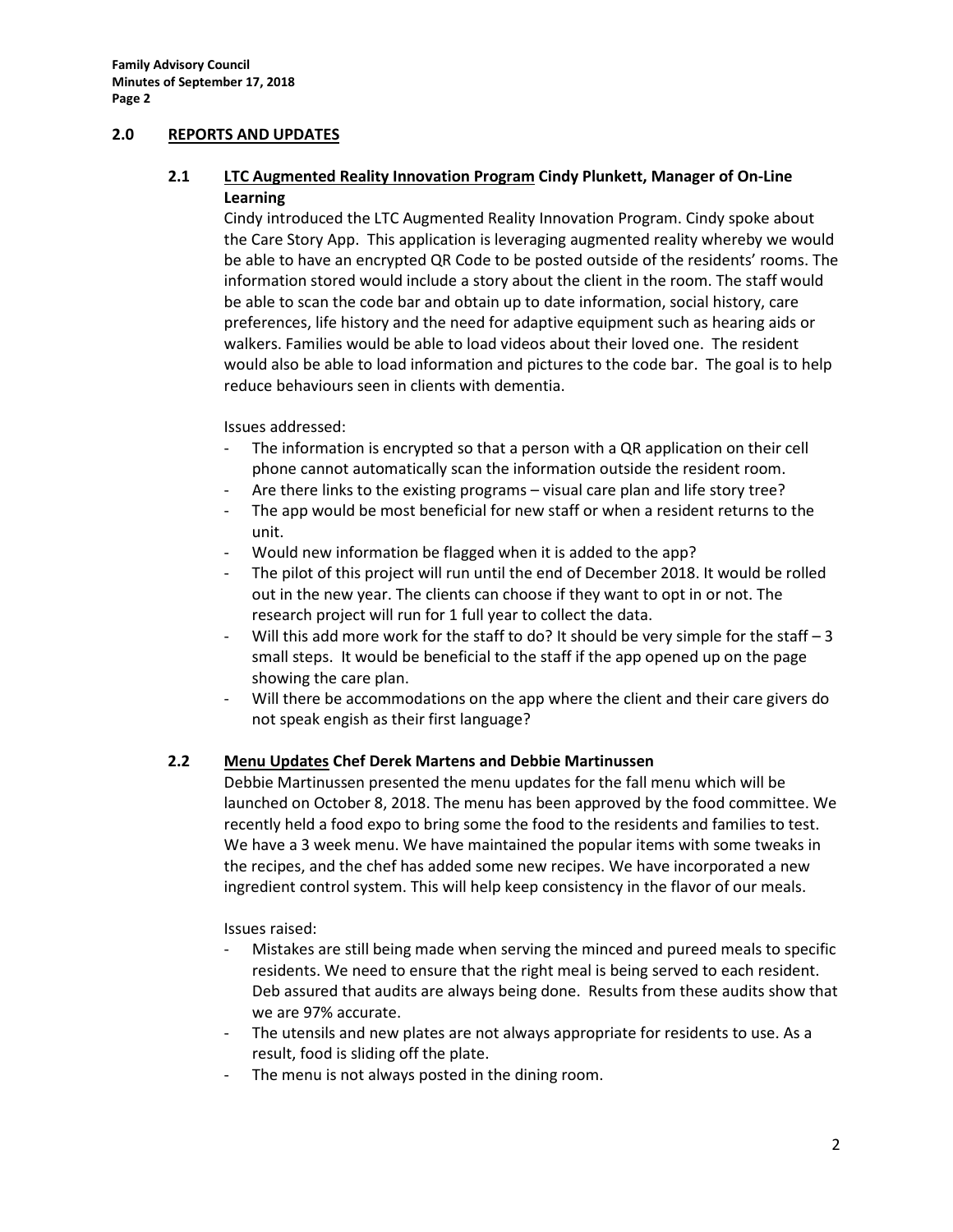## 2.0 REPORTS AND UPDATES

### 2.1 LTC Augmented Reality Innovation Program **Cindy Plunkett, Manager of On-Line Learning**

Cindy introduced the LTC Augmented Reality Innovation Program. Cindy spoke about the Care Story App. This application is leveraging augmented reality whereby we would be able to have an encrypted QR Code to be posted outside of the residents' rooms. The information stored would include a story about the client in the room. The staff would be able to scan the code bar and obtain up to date information, social history, care preferences, life history and the need for adaptive equipment such as hearing aids or walkers. Families would be able to load videos about their loved one. The resident would also be able to load information and pictures to the code bar. The goal is to help reduce behaviours seen in clients with dementia.

Issues addressed:

- The information is encrypted so that a person with a QR application on their cell phone cannot automatically scan the information outside the resident room.
- Are there links to the existing programs – visual care plan and life story tree?
- The app would be most beneficial for new staff or when a resident returns to the unit.
- Would new information be flagged when it is added to the app?
- The pilot of this project will run until the end of December 2018. It would be rolled out in the new year. The clients can choose if they want to opt in or not. The research project will run for 1 full year to collect the data.
- Will this add more work for the staff to do? It should be very simple for the staff – 3 small steps. It would be beneficial to the staff if the app opened up on the page showing the care plan.
- Will there be accommodations on the app where the client and their care givers do not speak engish as their first language?

### 2.2 Menu Updates **Chef Derek Martens and Debbie Martinussen**

Debbie Martinussen presented the menu updates for the fall menu which will be launched on October 8, 2018. The menu has been approved by the food committee. We recently held a food expo to bring some the food to the residents and families to test. We have a 3 week menu. We have maintained the popular items with some tweaks in the recipes, and the chef has added some new recipes. We have incorporated a new ingredient control system. This will help keep consistency in the flavor of our meals.

Issues raised:

- Mistakes are still being made when serving the minced and pureed meals to specific residents. We need to ensure that the right meal is being served to each resident. Deb assured that audits are always being done. Results from these audits show that we are 97% accurate.
- The utensils and new plates are not always appropriate for residents to use. As a result, food is sliding off the plate.
- The menu is not always posted in the dining room.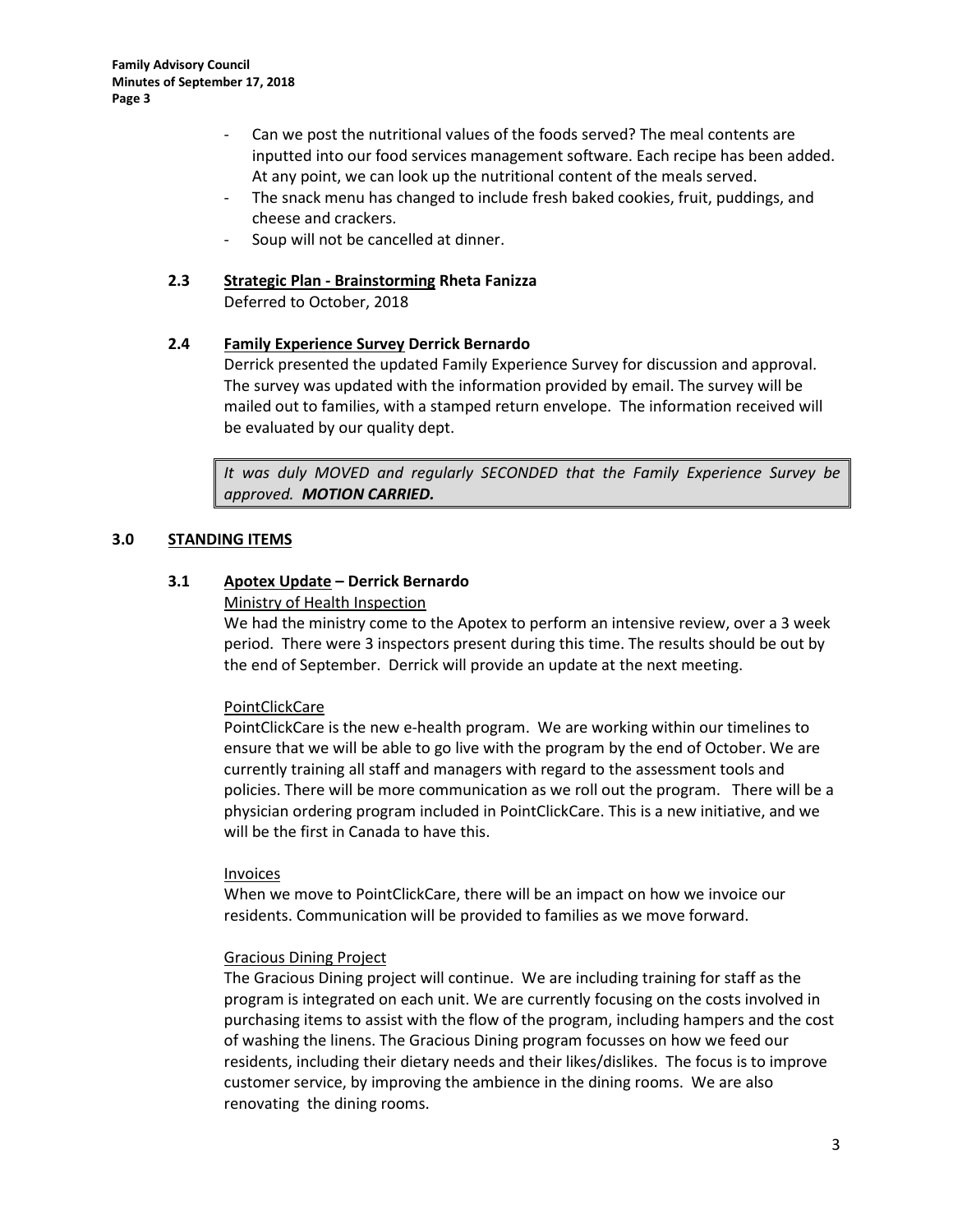- Can we post the nutritional values of the foods served? The meal contents are inputted into our food services management software. Each recipe has been added. At any point, we can look up the nutritional content of the meals served.
- The snack menu has changed to include fresh baked cookies, fruit, puddings, and cheese and crackers.
- Soup will not be cancelled at dinner.

### 2.3 Strategic Plan - Brainstorming Rheta Fanizza

Deferred to October, 2018

### 2.4 Family Experience Survey Derrick Bernardo

Derrick presented the updated Family Experience Survey for discussion and approval. The survey was updated with the information provided by email. The survey will be mailed out to families, with a stamped return envelope. The information received will be evaluated by our quality dept.

> *It was duly MOVED and regularly SECONDED that the Family Experience Survey be approved.* ***MOTION CARRIED.***

## 3.0 STANDING ITEMS

### 3.1 Apotex Update – Derrick Bernardo

Ministry of Health Inspection

We had the ministry come to the Apotex to perform an intensive review, over a 3 week period. There were 3 inspectors present during this time. The results should be out by the end of September. Derrick will provide an update at the next meeting.

PointClickCare

PointClickCare is the new e-health program. We are working within our timelines to ensure that we will be able to go live with the program by the end of October. We are currently training all staff and managers with regard to the assessment tools and policies. There will be more communication as we roll out the program. There will be a physician ordering program included in PointClickCare. This is a new initiative, and we will be the first in Canada to have this.

Invoices

When we move to PointClickCare, there will be an impact on how we invoice our residents. Communication will be provided to families as we move forward.

Gracious Dining Project

The Gracious Dining project will continue. We are including training for staff as the program is integrated on each unit. We are currently focusing on the costs involved in purchasing items to assist with the flow of the program, including hampers and the cost of washing the linens. The Gracious Dining program focusses on how we feed our residents, including their dietary needs and their likes/dislikes. The focus is to improve customer service, by improving the ambience in the dining rooms. We are also renovating the dining rooms.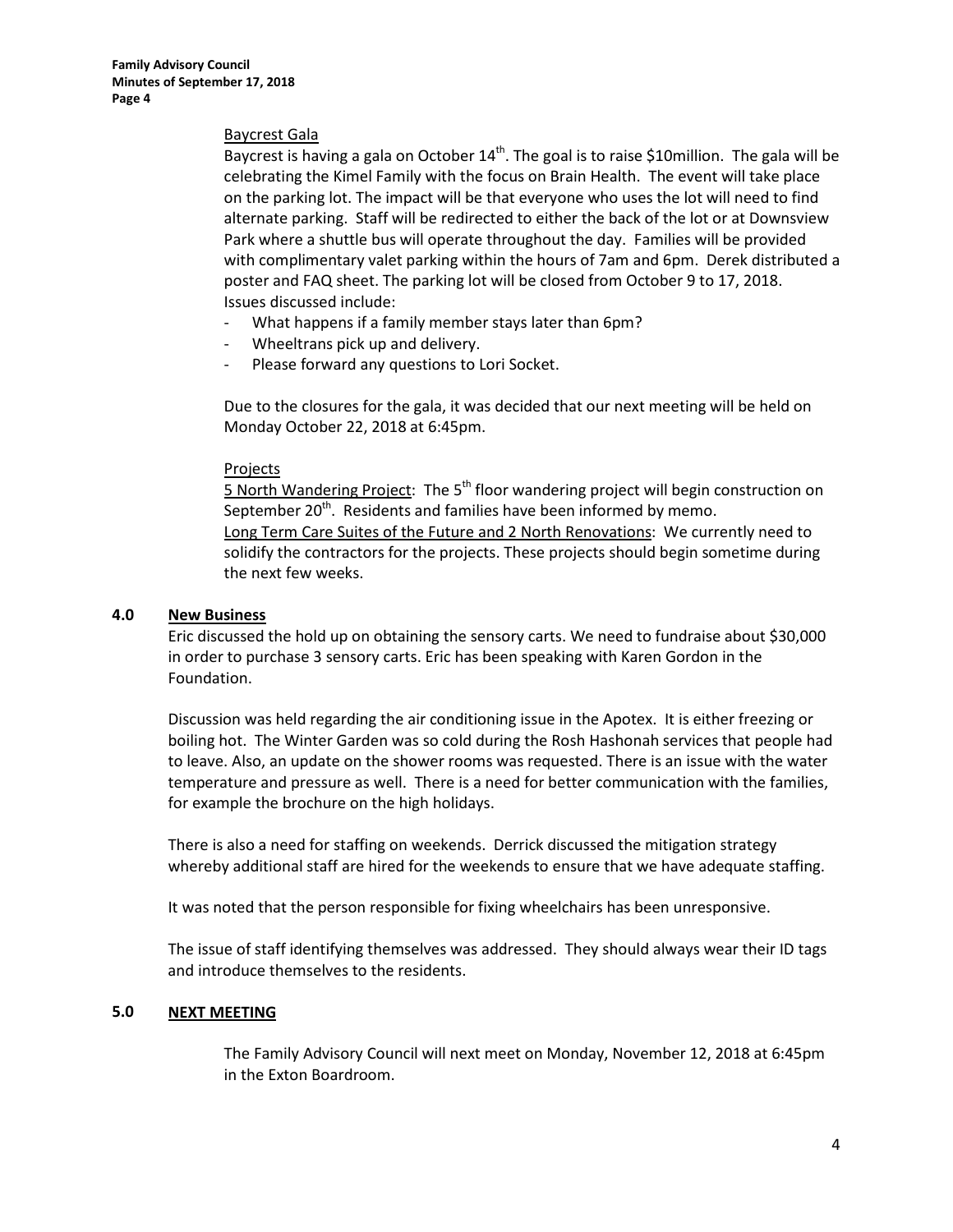Baycrest Gala

Baycrest is having a gala on October 14th. The goal is to raise $10million. The gala will be celebrating the Kimel Family with the focus on Brain Health. The event will take place on the parking lot. The impact will be that everyone who uses the lot will need to find alternate parking. Staff will be redirected to either the back of the lot or at Downsview Park where a shuttle bus will operate throughout the day. Families will be provided with complimentary valet parking within the hours of 7am and 6pm. Derek distributed a poster and FAQ sheet. The parking lot will be closed from October 9 to 17, 2018.

Issues discussed include:

- What happens if a family member stays later than 6pm?
- Wheeltrans pick up and delivery.
- Please forward any questions to Lori Socket.

Due to the closures for the gala, it was decided that our next meeting will be held on Monday October 22, 2018 at 6:45pm.

Projects

5 North Wandering Project: The 5th floor wandering project will begin construction on September 20th. Residents and families have been informed by memo.

Long Term Care Suites of the Future and 2 North Renovations: We currently need to solidify the contractors for the projects. These projects should begin sometime during the next few weeks.

## 4.0 New Business

Eric discussed the hold up on obtaining the sensory carts. We need to fundraise about $30,000 in order to purchase 3 sensory carts. Eric has been speaking with Karen Gordon in the Foundation.

Discussion was held regarding the air conditioning issue in the Apotex. It is either freezing or boiling hot. The Winter Garden was so cold during the Rosh Hashonah services that people had to leave. Also, an update on the shower rooms was requested. There is an issue with the water temperature and pressure as well. There is a need for better communication with the families, for example the brochure on the high holidays.

There is also a need for staffing on weekends. Derrick discussed the mitigation strategy whereby additional staff are hired for the weekends to ensure that we have adequate staffing.

It was noted that the person responsible for fixing wheelchairs has been unresponsive.

The issue of staff identifying themselves was addressed. They should always wear their ID tags and introduce themselves to the residents.

## 5.0 NEXT MEETING

The Family Advisory Council will next meet on Monday, November 12, 2018 at 6:45pm in the Exton Boardroom.